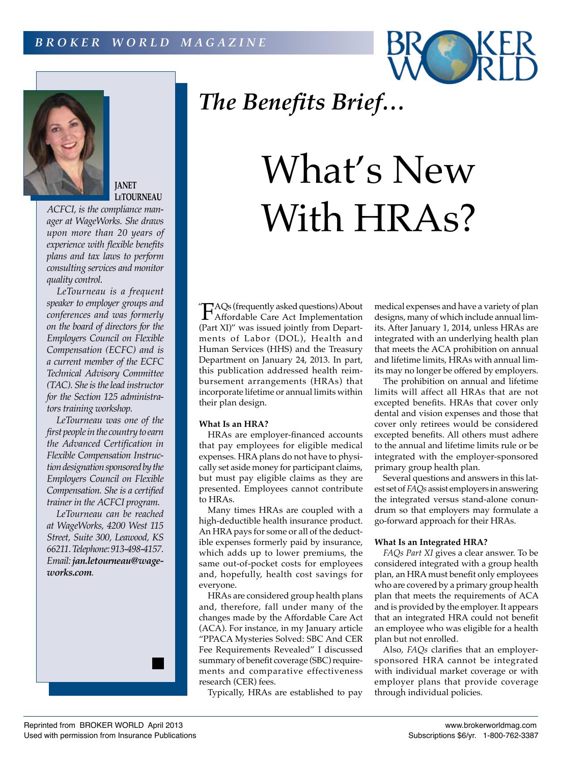*The Benefits Brief…*

# What's New With HRAs?

**JANET LETOURNEAU**

*ACFCI, is the compliance manager at WageWorks. She draws upon more than 20 years of experience with flexible benefits plans and tax laws to perform consulting services and monitor quality control.*

*LeTourneau is a frequent speaker to employer groups and conferences and was formerly on the board of directors for the Employers Council on Flexible Compensation (ECFC) and is a current member of the ECFC Technical Advisory Committee (TAC). She is the lead instructor for the Section 125 administrators training workshop.*

*LeTourneau was one of the first people in the country to earn the Advanced Certification in Flexible Compensation Instruction designation sponsored by the Employers Council on Flexible Compensation. She is a certified trainer in the ACFCI program.*

*LeTourneau can be reached at WageWorks, 4200 West 115 Street, Suite 300, Leawood, KS 66211. Telephone: 913-498-4157. Email:* ***jan.letourneau@wageworks.com****.*

"FAQs (frequently asked questions) About Affordable Care Act Implementation (Part XI)" was issued jointly from Departments of Labor (DOL), Health and Human Services (HHS) and the Treasury Department on January 24, 2013. In part, this publication addressed health reimbursement arrangements (HRAs) that incorporate lifetime or annual limits within their plan design.

**What Is an HRA?**

HRAs are employer-financed accounts that pay employees for eligible medical expenses. HRA plans do not have to physically set aside money for participant claims, but must pay eligible claims as they are presented. Employees cannot contribute to HRAs.

Many times HRAs are coupled with a high-deductible health insurance product. An HRA pays for some or all of the deductible expenses formerly paid by insurance, which adds up to lower premiums, the same out-of-pocket costs for employees and, hopefully, health cost savings for everyone.

HRAs are considered group health plans and, therefore, fall under many of the changes made by the Affordable Care Act (ACA). For instance, in my January article "PPACA Mysteries Solved: SBC And CER Fee Requirements Revealed" I discussed summary of benefit coverage (SBC) requirements and comparative effectiveness research (CER) fees.

Typically, HRAs are established to pay medical expenses and have a variety of plan designs, many of which include annual limits. After January 1, 2014, unless HRAs are integrated with an underlying health plan that meets the ACA prohibition on annual and lifetime limits, HRAs with annual limits may no longer be offered by employers.

The prohibition on annual and lifetime limits will affect all HRAs that are not excepted benefits. HRAs that cover only dental and vision expenses and those that cover only retirees would be considered excepted benefits. All others must adhere to the annual and lifetime limits rule or be integrated with the employer-sponsored primary group health plan.

Several questions and answers in this latest set of *FAQs* assist employers in answering the integrated versus stand-alone conundrum so that employers may formulate a go-forward approach for their HRAs.

**What Is an Integrated HRA?**

*FAQs Part XI* gives a clear answer. To be considered integrated with a group health plan, an HRA must benefit only employees who are covered by a primary group health plan that meets the requirements of ACA and is provided by the employer. It appears that an integrated HRA could not benefit an employee who was eligible for a health plan but not enrolled.

Also, *FAQs* clarifies that an employer-sponsored HRA cannot be integrated with individual market coverage or with employer plans that provide coverage through individual policies.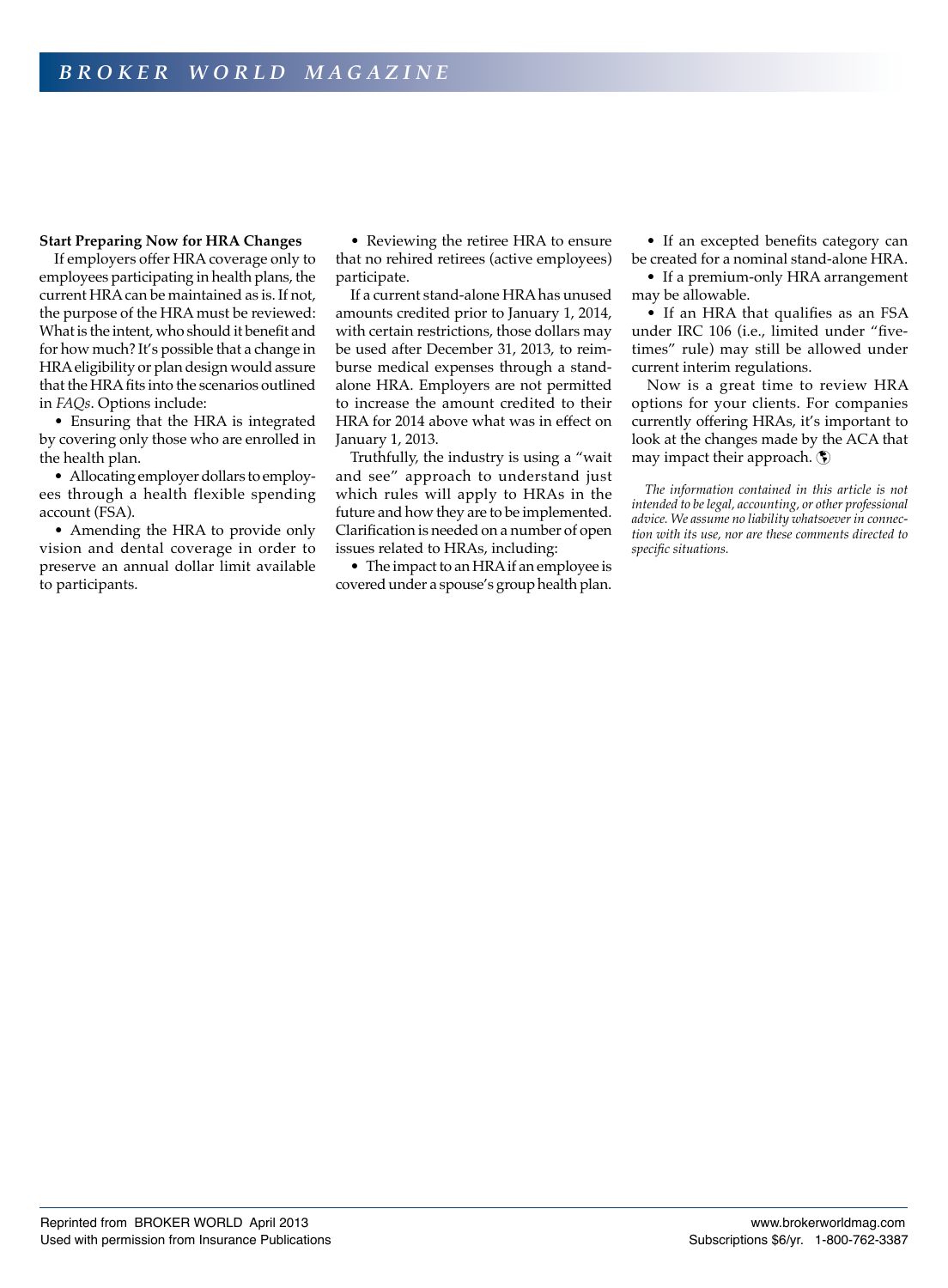**Start Preparing Now for HRA Changes**

If employers offer HRA coverage only to employees participating in health plans, the current HRA can be maintained as is. If not, the purpose of the HRA must be reviewed: What is the intent, who should it benefit and for how much? It's possible that a change in HRA eligibility or plan design would assure that the HRA fits into the scenarios outlined in *FAQs*. Options include:

- Ensuring that the HRA is integrated by covering only those who are enrolled in the health plan.
- Allocating employer dollars to employees through a health flexible spending account (FSA).
- Amending the HRA to provide only vision and dental coverage in order to preserve an annual dollar limit available to participants.
- Reviewing the retiree HRA to ensure that no rehired retirees (active employees) participate.

If a current stand-alone HRA has unused amounts credited prior to January 1, 2014, with certain restrictions, those dollars may be used after December 31, 2013, to reimburse medical expenses through a stand-alone HRA. Employers are not permitted to increase the amount credited to their HRA for 2014 above what was in effect on January 1, 2013.

Truthfully, the industry is using a "wait and see" approach to understand just which rules will apply to HRAs in the future and how they are to be implemented. Clarification is needed on a number of open issues related to HRAs, including:

- The impact to an HRA if an employee is covered under a spouse's group health plan.
- If an excepted benefits category can be created for a nominal stand-alone HRA.
- If a premium-only HRA arrangement may be allowable.
- If an HRA that qualifies as an FSA under IRC 106 (i.e., limited under "five-times" rule) may still be allowed under current interim regulations.

Now is a great time to review HRA options for your clients. For companies currently offering HRAs, it's important to look at the changes made by the ACA that may impact their approach.

*The information contained in this article is not intended to be legal, accounting, or other professional advice. We assume no liability whatsoever in connection with its use, nor are these comments directed to specific situations.*

Reprinted from BROKER WORLD April 2013
Used with permission from Insurance Publications

www.brokerworldmag.com
Subscriptions $6/yr. 1-800-762-3387